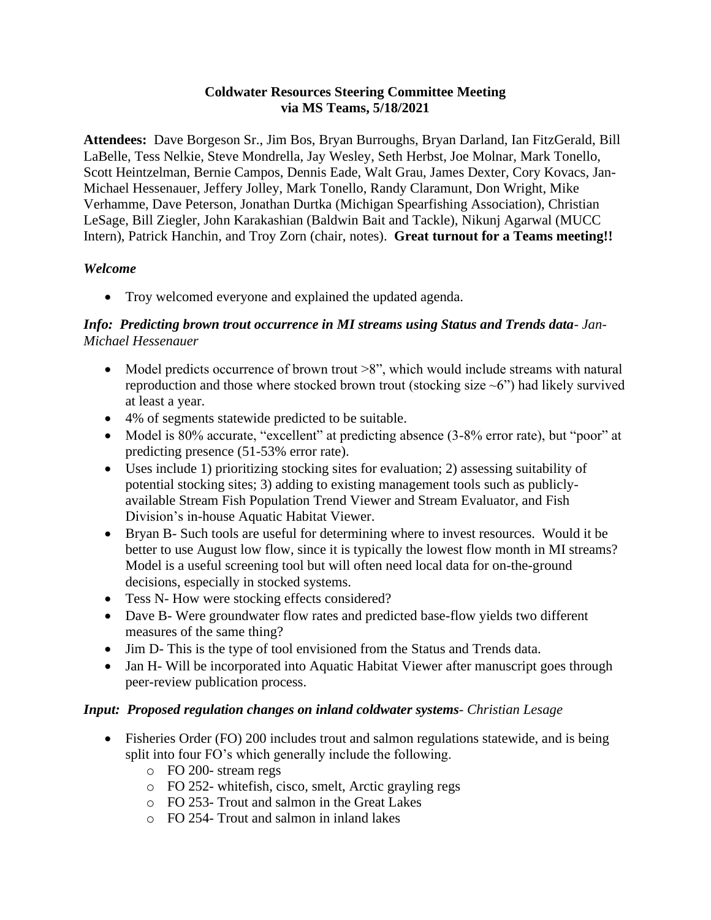**Coldwater Resources Steering Committee Meeting**
**via MS Teams, 5/18/2021**

**Attendees:** Dave Borgeson Sr., Jim Bos, Bryan Burroughs, Bryan Darland, Ian FitzGerald, Bill LaBelle, Tess Nelkie, Steve Mondrella, Jay Wesley, Seth Herbst, Joe Molnar, Mark Tonello, Scott Heintzelman, Bernie Campos, Dennis Eade, Walt Grau, James Dexter, Cory Kovacs, Jan-Michael Hessenauer, Jeffery Jolley, Mark Tonello, Randy Claramunt, Don Wright, Mike Verhamme, Dave Peterson, Jonathan Durtka (Michigan Spearfishing Association), Christian LeSage, Bill Ziegler, John Karakashian (Baldwin Bait and Tackle), Nikunj Agarwal (MUCC Intern), Patrick Hanchin, and Troy Zorn (chair, notes). **Great turnout for a Teams meeting!!**

***Welcome***

- Troy welcomed everyone and explained the updated agenda.

***Info: Predicting brown trout occurrence in MI streams using Status and Trends data**- Jan-Michael Hessenauer*

- Model predicts occurrence of brown trout >8", which would include streams with natural reproduction and those where stocked brown trout (stocking size ~6") had likely survived at least a year.
- 4% of segments statewide predicted to be suitable.
- Model is 80% accurate, "excellent" at predicting absence (3-8% error rate), but "poor" at predicting presence (51-53% error rate).
- Uses include 1) prioritizing stocking sites for evaluation; 2) assessing suitability of potential stocking sites; 3) adding to existing management tools such as publicly-available Stream Fish Population Trend Viewer and Stream Evaluator, and Fish Division's in-house Aquatic Habitat Viewer.
- Bryan B- Such tools are useful for determining where to invest resources. Would it be better to use August low flow, since it is typically the lowest flow month in MI streams? Model is a useful screening tool but will often need local data for on-the-ground decisions, especially in stocked systems.
- Tess N- How were stocking effects considered?
- Dave B- Were groundwater flow rates and predicted base-flow yields two different measures of the same thing?
- Jim D- This is the type of tool envisioned from the Status and Trends data.
- Jan H- Will be incorporated into Aquatic Habitat Viewer after manuscript goes through peer-review publication process.

***Input: Proposed regulation changes on inland coldwater systems**- Christian Lesage*

- Fisheries Order (FO) 200 includes trout and salmon regulations statewide, and is being split into four FO's which generally include the following.
  - FO 200- stream regs
  - FO 252- whitefish, cisco, smelt, Arctic grayling regs
  - FO 253- Trout and salmon in the Great Lakes
  - FO 254- Trout and salmon in inland lakes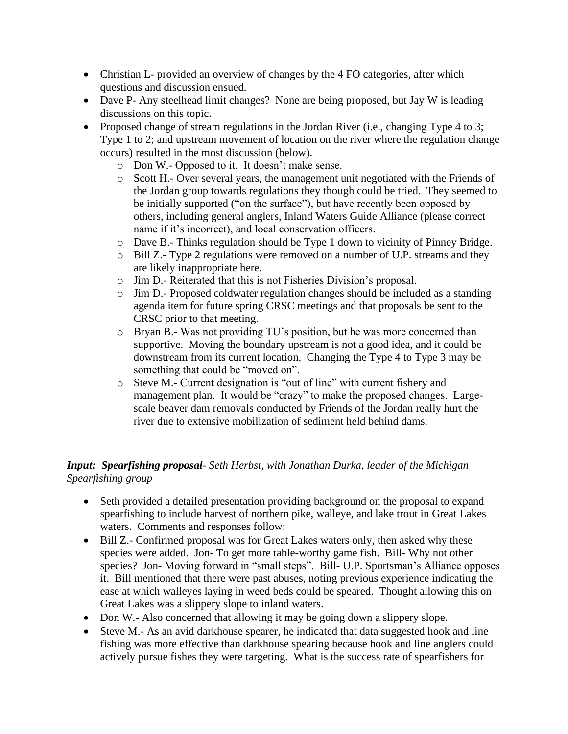- Christian L- provided an overview of changes by the 4 FO categories, after which questions and discussion ensued.
- Dave P- Any steelhead limit changes? None are being proposed, but Jay W is leading discussions on this topic.
- Proposed change of stream regulations in the Jordan River (i.e., changing Type 4 to 3; Type 1 to 2; and upstream movement of location on the river where the regulation change occurs) resulted in the most discussion (below).
  - Don W.- Opposed to it. It doesn't make sense.
  - Scott H.- Over several years, the management unit negotiated with the Friends of the Jordan group towards regulations they though could be tried. They seemed to be initially supported ("on the surface"), but have recently been opposed by others, including general anglers, Inland Waters Guide Alliance (please correct name if it's incorrect), and local conservation officers.
  - Dave B.- Thinks regulation should be Type 1 down to vicinity of Pinney Bridge.
  - Bill Z.- Type 2 regulations were removed on a number of U.P. streams and they are likely inappropriate here.
  - Jim D.- Reiterated that this is not Fisheries Division's proposal.
  - Jim D.- Proposed coldwater regulation changes should be included as a standing agenda item for future spring CRSC meetings and that proposals be sent to the CRSC prior to that meeting.
  - Bryan B.- Was not providing TU's position, but he was more concerned than supportive. Moving the boundary upstream is not a good idea, and it could be downstream from its current location. Changing the Type 4 to Type 3 may be something that could be "moved on".
  - Steve M.- Current designation is "out of line" with current fishery and management plan. It would be "crazy" to make the proposed changes. Large-scale beaver dam removals conducted by Friends of the Jordan really hurt the river due to extensive mobilization of sediment held behind dams.

***Input: Spearfishing proposal**- Seth Herbst, with Jonathan Durka, leader of the Michigan Spearfishing group*

- Seth provided a detailed presentation providing background on the proposal to expand spearfishing to include harvest of northern pike, walleye, and lake trout in Great Lakes waters. Comments and responses follow:
- Bill Z.- Confirmed proposal was for Great Lakes waters only, then asked why these species were added. Jon- To get more table-worthy game fish. Bill- Why not other species? Jon- Moving forward in "small steps". Bill- U.P. Sportsman's Alliance opposes it. Bill mentioned that there were past abuses, noting previous experience indicating the ease at which walleyes laying in weed beds could be speared. Thought allowing this on Great Lakes was a slippery slope to inland waters.
- Don W.- Also concerned that allowing it may be going down a slippery slope.
- Steve M.- As an avid darkhouse spearer, he indicated that data suggested hook and line fishing was more effective than darkhouse spearing because hook and line anglers could actively pursue fishes they were targeting. What is the success rate of spearfishers for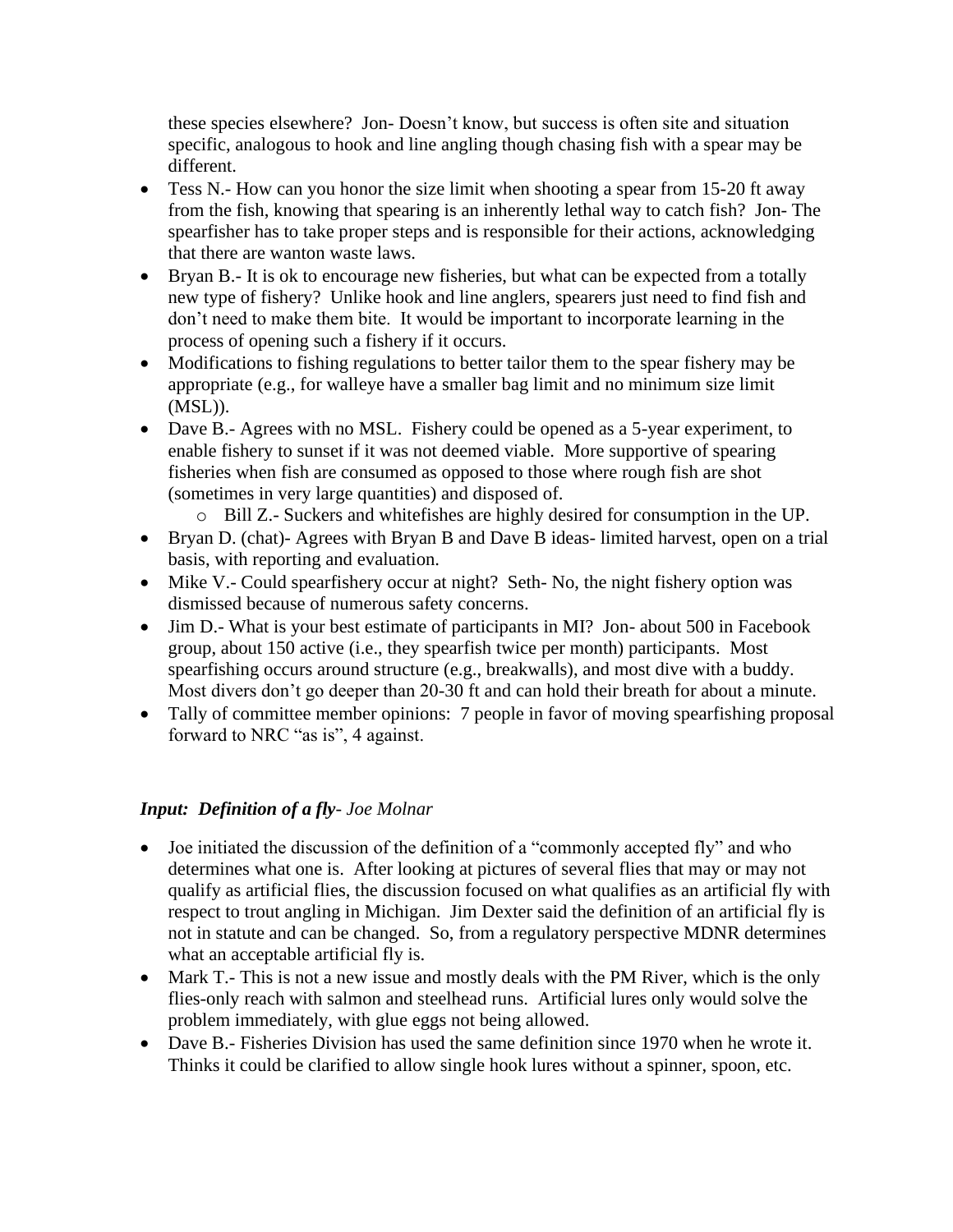these species elsewhere? Jon- Doesn't know, but success is often site and situation specific, analogous to hook and line angling though chasing fish with a spear may be different.

- Tess N.- How can you honor the size limit when shooting a spear from 15-20 ft away from the fish, knowing that spearing is an inherently lethal way to catch fish? Jon- The spearfisher has to take proper steps and is responsible for their actions, acknowledging that there are wanton waste laws.
- Bryan B.- It is ok to encourage new fisheries, but what can be expected from a totally new type of fishery? Unlike hook and line anglers, spearers just need to find fish and don't need to make them bite. It would be important to incorporate learning in the process of opening such a fishery if it occurs.
- Modifications to fishing regulations to better tailor them to the spear fishery may be appropriate (e.g., for walleye have a smaller bag limit and no minimum size limit (MSL)).
- Dave B.- Agrees with no MSL. Fishery could be opened as a 5-year experiment, to enable fishery to sunset if it was not deemed viable. More supportive of spearing fisheries when fish are consumed as opposed to those where rough fish are shot (sometimes in very large quantities) and disposed of.
    - Bill Z.- Suckers and whitefishes are highly desired for consumption in the UP.
- Bryan D. (chat)- Agrees with Bryan B and Dave B ideas- limited harvest, open on a trial basis, with reporting and evaluation.
- Mike V.- Could spearfishery occur at night? Seth- No, the night fishery option was dismissed because of numerous safety concerns.
- Jim D.- What is your best estimate of participants in MI? Jon- about 500 in Facebook group, about 150 active (i.e., they spearfish twice per month) participants. Most spearfishing occurs around structure (e.g., breakwalls), and most dive with a buddy. Most divers don't go deeper than 20-30 ft and can hold their breath for about a minute.
- Tally of committee member opinions: 7 people in favor of moving spearfishing proposal forward to NRC "as is", 4 against.

***Input: Definition of a fly**- Joe Molnar*

- Joe initiated the discussion of the definition of a "commonly accepted fly" and who determines what one is. After looking at pictures of several flies that may or may not qualify as artificial flies, the discussion focused on what qualifies as an artificial fly with respect to trout angling in Michigan. Jim Dexter said the definition of an artificial fly is not in statute and can be changed. So, from a regulatory perspective MDNR determines what an acceptable artificial fly is.
- Mark T.- This is not a new issue and mostly deals with the PM River, which is the only flies-only reach with salmon and steelhead runs. Artificial lures only would solve the problem immediately, with glue eggs not being allowed.
- Dave B.- Fisheries Division has used the same definition since 1970 when he wrote it. Thinks it could be clarified to allow single hook lures without a spinner, spoon, etc.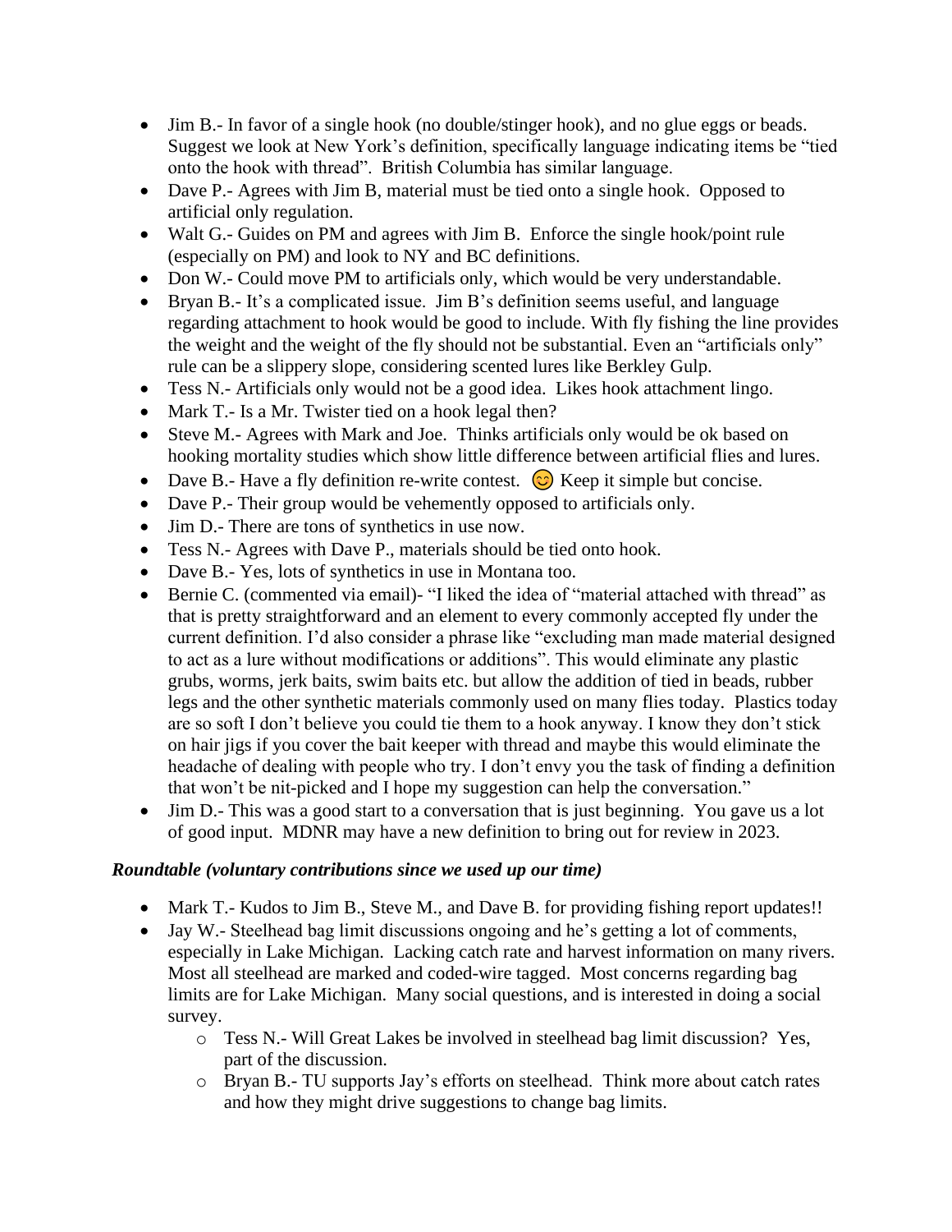- Jim B.- In favor of a single hook (no double/stinger hook), and no glue eggs or beads. Suggest we look at New York's definition, specifically language indicating items be "tied onto the hook with thread". British Columbia has similar language.
- Dave P.- Agrees with Jim B, material must be tied onto a single hook. Opposed to artificial only regulation.
- Walt G.- Guides on PM and agrees with Jim B. Enforce the single hook/point rule (especially on PM) and look to NY and BC definitions.
- Don W.- Could move PM to artificials only, which would be very understandable.
- Bryan B.- It's a complicated issue. Jim B's definition seems useful, and language regarding attachment to hook would be good to include. With fly fishing the line provides the weight and the weight of the fly should not be substantial. Even an "artificials only" rule can be a slippery slope, considering scented lures like Berkley Gulp.
- Tess N.- Artificials only would not be a good idea. Likes hook attachment lingo.
- Mark T.- Is a Mr. Twister tied on a hook legal then?
- Steve M.- Agrees with Mark and Joe. Thinks artificials only would be ok based on hooking mortality studies which show little difference between artificial flies and lures.
- Dave B.- Have a fly definition re-write contest. 😊 Keep it simple but concise.
- Dave P.- Their group would be vehemently opposed to artificials only.
- Jim D.- There are tons of synthetics in use now.
- Tess N.- Agrees with Dave P., materials should be tied onto hook.
- Dave B.- Yes, lots of synthetics in use in Montana too.
- Bernie C. (commented via email)- "I liked the idea of "material attached with thread" as that is pretty straightforward and an element to every commonly accepted fly under the current definition. I'd also consider a phrase like "excluding man made material designed to act as a lure without modifications or additions". This would eliminate any plastic grubs, worms, jerk baits, swim baits etc. but allow the addition of tied in beads, rubber legs and the other synthetic materials commonly used on many flies today. Plastics today are so soft I don't believe you could tie them to a hook anyway. I know they don't stick on hair jigs if you cover the bait keeper with thread and maybe this would eliminate the headache of dealing with people who try. I don't envy you the task of finding a definition that won't be nit-picked and I hope my suggestion can help the conversation."
- Jim D.- This was a good start to a conversation that is just beginning. You gave us a lot of good input. MDNR may have a new definition to bring out for review in 2023.

***Roundtable (voluntary contributions since we used up our time)***

- Mark T.- Kudos to Jim B., Steve M., and Dave B. for providing fishing report updates!!
- Jay W.- Steelhead bag limit discussions ongoing and he's getting a lot of comments, especially in Lake Michigan. Lacking catch rate and harvest information on many rivers. Most all steelhead are marked and coded-wire tagged. Most concerns regarding bag limits are for Lake Michigan. Many social questions, and is interested in doing a social survey.
  - Tess N.- Will Great Lakes be involved in steelhead bag limit discussion? Yes, part of the discussion.
  - Bryan B.- TU supports Jay's efforts on steelhead. Think more about catch rates and how they might drive suggestions to change bag limits.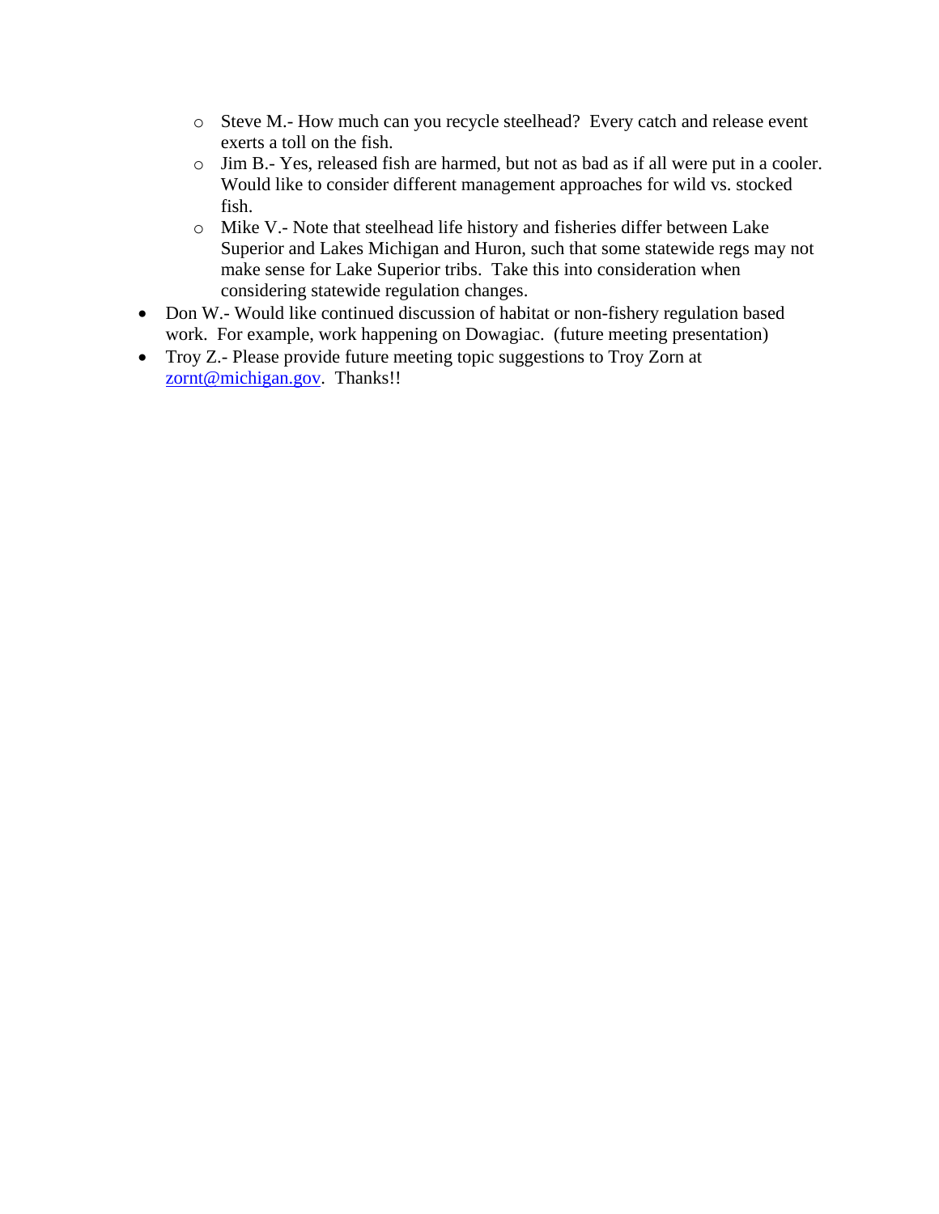- Steve M.- How much can you recycle steelhead? Every catch and release event exerts a toll on the fish.
  - Jim B.- Yes, released fish are harmed, but not as bad as if all were put in a cooler. Would like to consider different management approaches for wild vs. stocked fish.
  - Mike V.- Note that steelhead life history and fisheries differ between Lake Superior and Lakes Michigan and Huron, such that some statewide regs may not make sense for Lake Superior tribs. Take this into consideration when considering statewide regulation changes.
- Don W.- Would like continued discussion of habitat or non-fishery regulation based work. For example, work happening on Dowagiac. (future meeting presentation)
- Troy Z.- Please provide future meeting topic suggestions to Troy Zorn at [zornt@michigan.gov](mailto:zornt@michigan.gov). Thanks!!